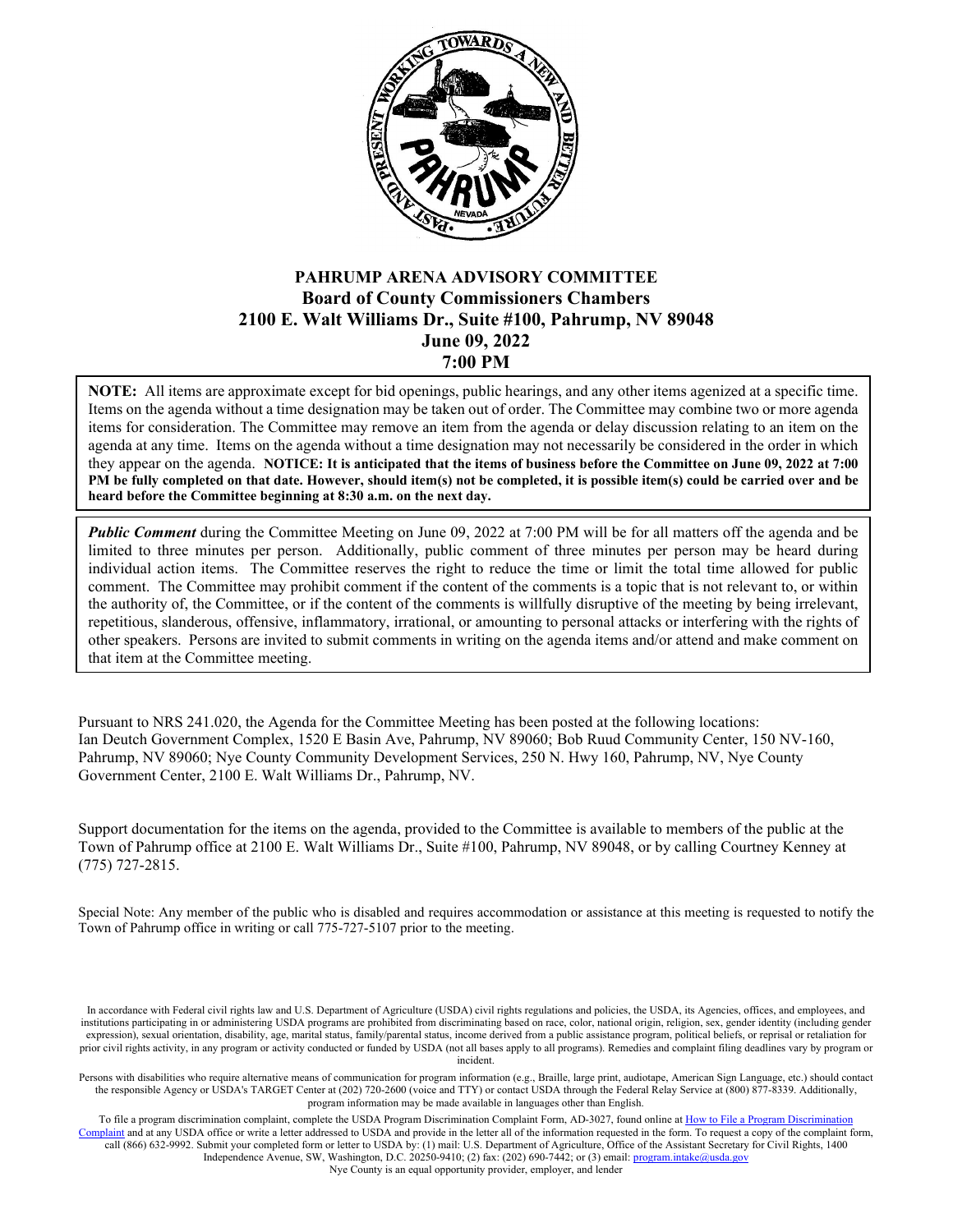# PAHRUMP ARENA ADVISORY COMMITTEE

## Board of County Commissioners Chambers
## 2100 E. Walt Williams Dr., Suite #100, Pahrump, NV 89048
## June 09, 2022
## 7:00 PM

**NOTE:** All items are approximate except for bid openings, public hearings, and any other items agenized at a specific time. Items on the agenda without a time designation may be taken out of order. The Committee may combine two or more agenda items for consideration. The Committee may remove an item from the agenda or delay discussion relating to an item on the agenda at any time. Items on the agenda without a time designation may not necessarily be considered in the order in which they appear on the agenda. **NOTICE: It is anticipated that the items of business before the Committee on June 09, 2022 at 7:00 PM be fully completed on that date. However, should item(s) not be completed, it is possible item(s) could be carried over and be heard before the Committee beginning at 8:30 a.m. on the next day.**

***Public Comment*** during the Committee Meeting on June 09, 2022 at 7:00 PM will be for all matters off the agenda and be limited to three minutes per person. Additionally, public comment of three minutes per person may be heard during individual action items. The Committee reserves the right to reduce the time or limit the total time allowed for public comment. The Committee may prohibit comment if the content of the comments is a topic that is not relevant to, or within the authority of, the Committee, or if the content of the comments is willfully disruptive of the meeting by being irrelevant, repetitious, slanderous, offensive, inflammatory, irrational, or amounting to personal attacks or interfering with the rights of other speakers. Persons are invited to submit comments in writing on the agenda items and/or attend and make comment on that item at the Committee meeting.

Pursuant to NRS 241.020, the Agenda for the Committee Meeting has been posted at the following locations: Ian Deutch Government Complex, 1520 E Basin Ave, Pahrump, NV 89060; Bob Ruud Community Center, 150 NV-160, Pahrump, NV 89060; Nye County Community Development Services, 250 N. Hwy 160, Pahrump, NV, Nye County Government Center, 2100 E. Walt Williams Dr., Pahrump, NV.

Support documentation for the items on the agenda, provided to the Committee is available to members of the public at the Town of Pahrump office at 2100 E. Walt Williams Dr., Suite #100, Pahrump, NV 89048, or by calling Courtney Kenney at (775) 727-2815.

Special Note: Any member of the public who is disabled and requires accommodation or assistance at this meeting is requested to notify the Town of Pahrump office in writing or call 775-727-5107 prior to the meeting.

In accordance with Federal civil rights law and U.S. Department of Agriculture (USDA) civil rights regulations and policies, the USDA, its Agencies, offices, and employees, and institutions participating in or administering USDA programs are prohibited from discriminating based on race, color, national origin, religion, sex, gender identity (including gender expression), sexual orientation, disability, age, marital status, family/parental status, income derived from a public assistance program, political beliefs, or reprisal or retaliation for prior civil rights activity, in any program or activity conducted or funded by USDA (not all bases apply to all programs). Remedies and complaint filing deadlines vary by program or incident.

Persons with disabilities who require alternative means of communication for program information (e.g., Braille, large print, audiotape, American Sign Language, etc.) should contact the responsible Agency or USDA's TARGET Center at (202) 720-2600 (voice and TTY) or contact USDA through the Federal Relay Service at (800) 877-8339. Additionally, program information may be made available in languages other than English.

To file a program discrimination complaint, complete the USDA Program Discrimination Complaint Form, AD-3027, found online at How to File a Program Discrimination Complaint and at any USDA office or write a letter addressed to USDA and provide in the letter all of the information requested in the form. To request a copy of the complaint form, call (866) 632-9992. Submit your completed form or letter to USDA by: (1) mail: U.S. Department of Agriculture, Office of the Assistant Secretary for Civil Rights, 1400 Independence Avenue, SW, Washington, D.C. 20250-9410; (2) fax: (202) 690-7442; or (3) email: program.intake@usda.gov

Nye County is an equal opportunity provider, employer, and lender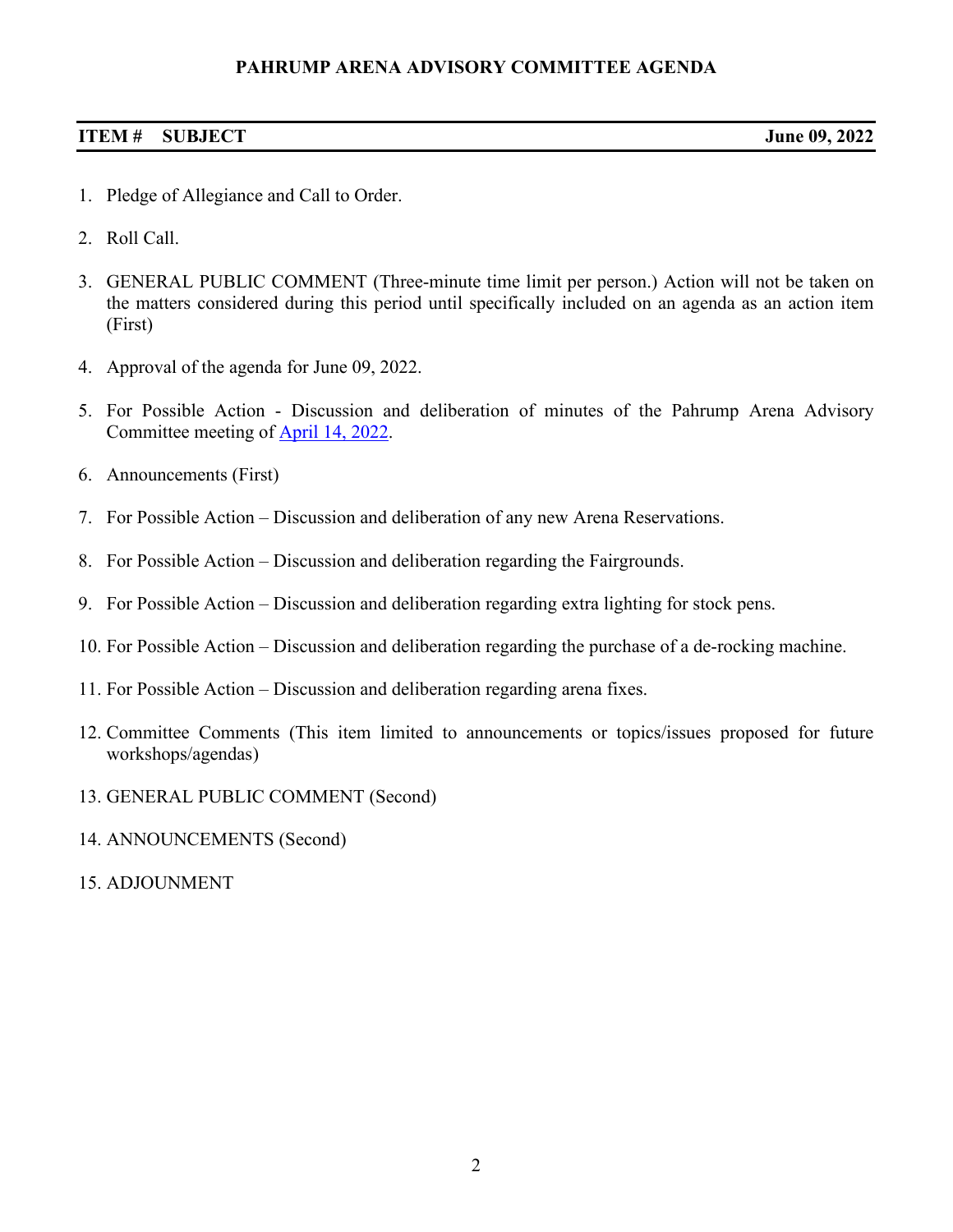**PAHRUMP ARENA ADVISORY COMMITTEE AGENDA**

| **ITEM #** | **SUBJECT** | **June 09, 2022** |
|---|---|---|

1. Pledge of Allegiance and Call to Order.
2. Roll Call.
3. GENERAL PUBLIC COMMENT (Three-minute time limit per person.) Action will not be taken on the matters considered during this period until specifically included on an agenda as an action item (First)
4. Approval of the agenda for June 09, 2022.
5. For Possible Action - Discussion and deliberation of minutes of the Pahrump Arena Advisory Committee meeting of April 14, 2022.
6. Announcements (First)
7. For Possible Action – Discussion and deliberation of any new Arena Reservations.
8. For Possible Action – Discussion and deliberation regarding the Fairgrounds.
9. For Possible Action – Discussion and deliberation regarding extra lighting for stock pens.
10. For Possible Action – Discussion and deliberation regarding the purchase of a de-rocking machine.
11. For Possible Action – Discussion and deliberation regarding arena fixes.
12. Committee Comments (This item limited to announcements or topics/issues proposed for future workshops/agendas)
13. GENERAL PUBLIC COMMENT (Second)
14. ANNOUNCEMENTS (Second)
15. ADJOUNMENT